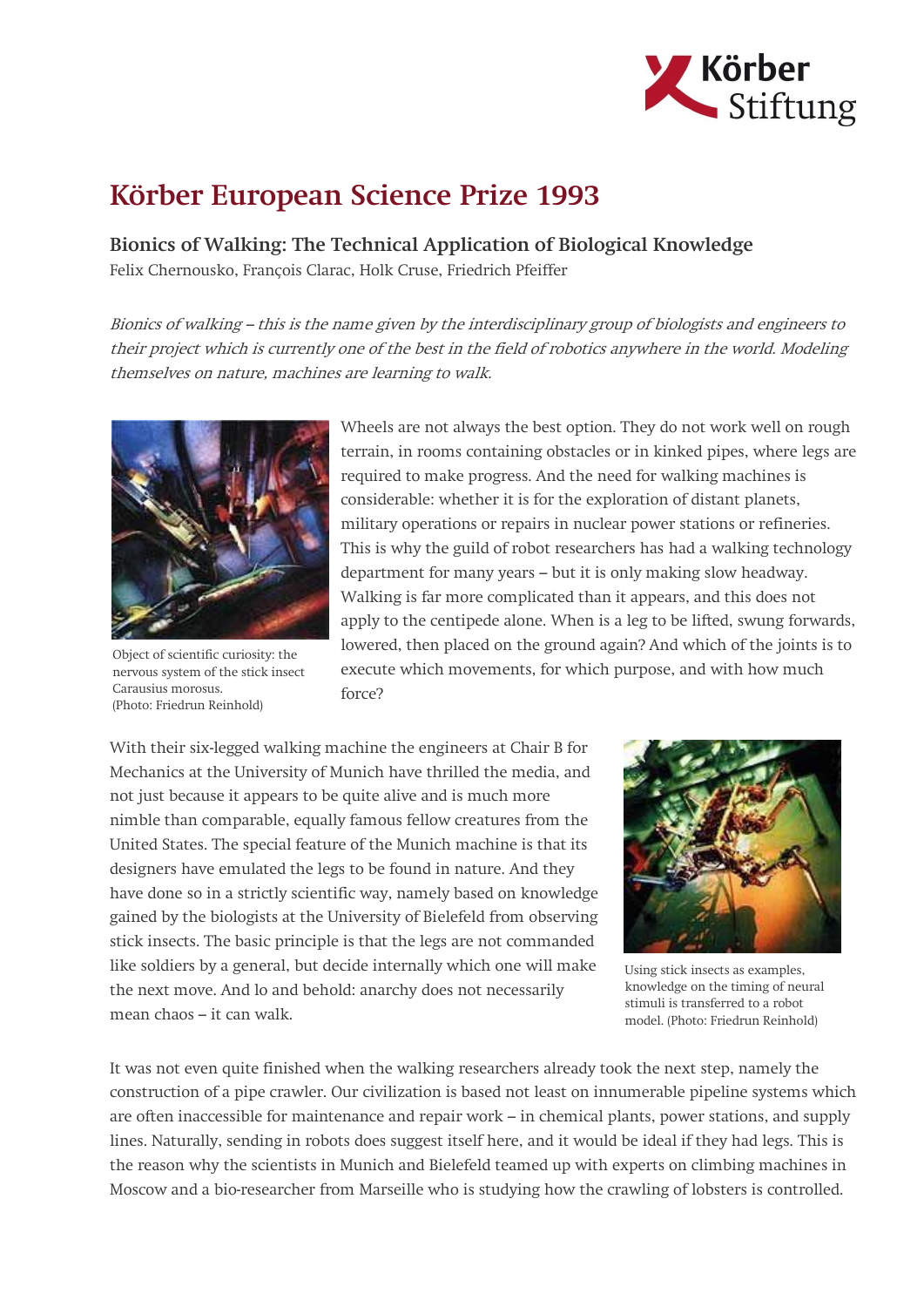# Körber European Science Prize 1993

## Bionics of Walking: The Technical Application of Biological Knowledge

Felix Chernousko, François Clarac, Holk Cruse, Friedrich Pfeiffer

*Bionics of walking – this is the name given by the interdisciplinary group of biologists and engineers to their project which is currently one of the best in the field of robotics anywhere in the world. Modeling themselves on nature, machines are learning to walk.*

Object of scientific curiosity: the nervous system of the stick insect Carausius morosus. (Photo: Friedrun Reinhold)

Wheels are not always the best option. They do not work well on rough terrain, in rooms containing obstacles or in kinked pipes, where legs are required to make progress. And the need for walking machines is considerable: whether it is for the exploration of distant planets, military operations or repairs in nuclear power stations or refineries. This is why the guild of robot researchers has had a walking technology department for many years – but it is only making slow headway. Walking is far more complicated than it appears, and this does not apply to the centipede alone. When is a leg to be lifted, swung forwards, lowered, then placed on the ground again? And which of the joints is to execute which movements, for which purpose, and with how much force?

With their six-legged walking machine the engineers at Chair B for Mechanics at the University of Munich have thrilled the media, and not just because it appears to be quite alive and is much more nimble than comparable, equally famous fellow creatures from the United States. The special feature of the Munich machine is that its designers have emulated the legs to be found in nature. And they have done so in a strictly scientific way, namely based on knowledge gained by the biologists at the University of Bielefeld from observing stick insects. The basic principle is that the legs are not commanded like soldiers by a general, but decide internally which one will make the next move. And lo and behold: anarchy does not necessarily mean chaos – it can walk.

Using stick insects as examples, knowledge on the timing of neural stimuli is transferred to a robot model. (Photo: Friedrun Reinhold)

It was not even quite finished when the walking researchers already took the next step, namely the construction of a pipe crawler. Our civilization is based not least on innumerable pipeline systems which are often inaccessible for maintenance and repair work – in chemical plants, power stations, and supply lines. Naturally, sending in robots does suggest itself here, and it would be ideal if they had legs. This is the reason why the scientists in Munich and Bielefeld teamed up with experts on climbing machines in Moscow and a bio-researcher from Marseille who is studying how the crawling of lobsters is controlled.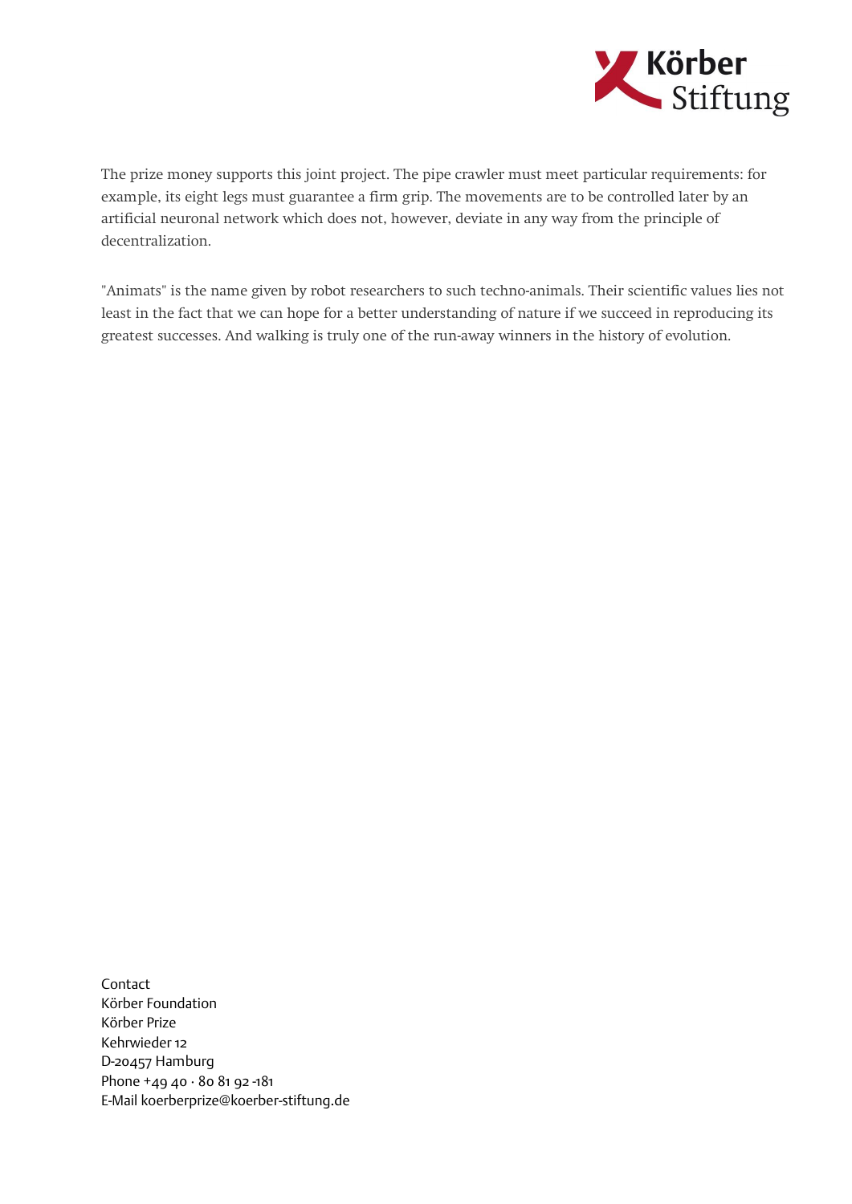The prize money supports this joint project. The pipe crawler must meet particular requirements: for example, its eight legs must guarantee a firm grip. The movements are to be controlled later by an artificial neuronal network which does not, however, deviate in any way from the principle of decentralization.

"Animats" is the name given by robot researchers to such techno-animals. Their scientific values lies not least in the fact that we can hope for a better understanding of nature if we succeed in reproducing its greatest successes. And walking is truly one of the run-away winners in the history of evolution.

Contact
Körber Foundation
Körber Prize
Kehrwieder 12
D-20457 Hamburg
Phone +49 40 · 80 81 92 -181
E-Mail koerberprize@koerber-stiftung.de